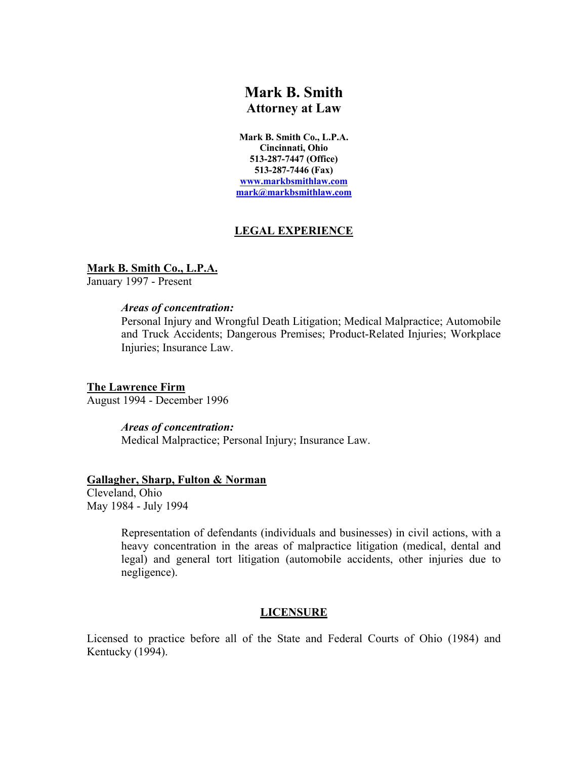# Mark B. Smith
## Attorney at Law

**Mark B. Smith Co., L.P.A.**
**Cincinnati, Ohio**
**513-287-7447 (Office)**
**513-287-7446 (Fax)**
**[www.markbsmithlaw.com](http://www.markbsmithlaw.com)**
**[mark@markbsmithlaw.com](mailto:mark@markbsmithlaw.com)**

## LEGAL EXPERIENCE

**Mark B. Smith Co., L.P.A.**
January 1997 - Present

> *Areas of concentration:*
> Personal Injury and Wrongful Death Litigation; Medical Malpractice; Automobile and Truck Accidents; Dangerous Premises; Product-Related Injuries; Workplace Injuries; Insurance Law.

**The Lawrence Firm**
August 1994 - December 1996

> *Areas of concentration:*
> Medical Malpractice; Personal Injury; Insurance Law.

**Gallagher, Sharp, Fulton & Norman**
Cleveland, Ohio
May 1984 - July 1994

> Representation of defendants (individuals and businesses) in civil actions, with a heavy concentration in the areas of malpractice litigation (medical, dental and legal) and general tort litigation (automobile accidents, other injuries due to negligence).

## LICENSURE

Licensed to practice before all of the State and Federal Courts of Ohio (1984) and Kentucky (1994).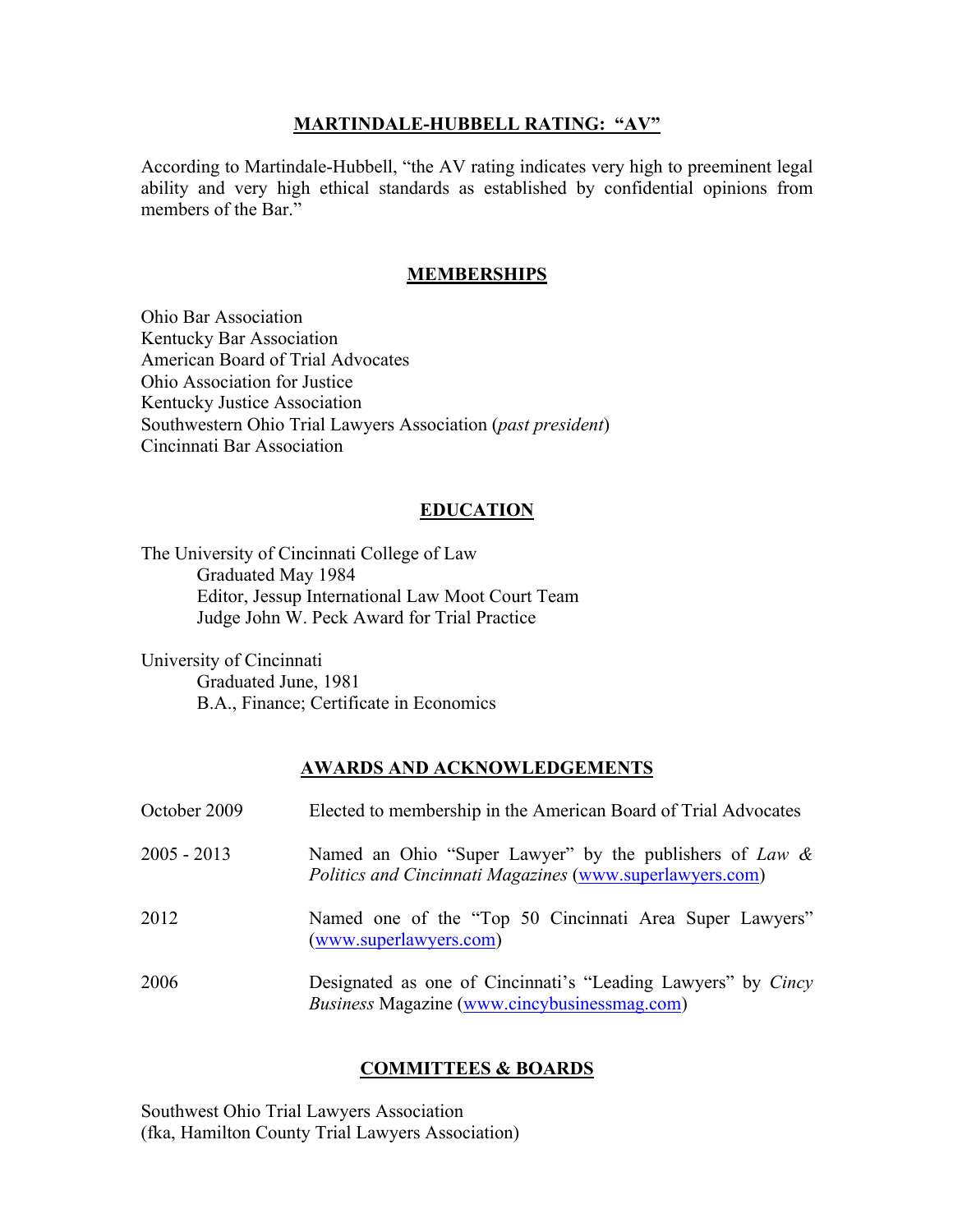## MARTINDALE-HUBBELL RATING: "AV"

According to Martindale-Hubbell, "the AV rating indicates very high to preeminent legal ability and very high ethical standards as established by confidential opinions from members of the Bar."

## MEMBERSHIPS

Ohio Bar Association
Kentucky Bar Association
American Board of Trial Advocates
Ohio Association for Justice
Kentucky Justice Association
Southwestern Ohio Trial Lawyers Association (*past president*)
Cincinnati Bar Association

## EDUCATION

The University of Cincinnati College of Law
- Graduated May 1984
- Editor, Jessup International Law Moot Court Team
- Judge John W. Peck Award for Trial Practice

University of Cincinnati
- Graduated June, 1981
- B.A., Finance; Certificate in Economics

## AWARDS AND ACKNOWLEDGEMENTS

| | |
|---|---|
| October 2009 | Elected to membership in the American Board of Trial Advocates |
| 2005 - 2013 | Named an Ohio "Super Lawyer" by the publishers of *Law & Politics and Cincinnati Magazines* (www.superlawyers.com) |
| 2012 | Named one of the "Top 50 Cincinnati Area Super Lawyers" (www.superlawyers.com) |
| 2006 | Designated as one of Cincinnati's "Leading Lawyers" by *Cincy Business* Magazine (www.cincybusinessmag.com) |

## COMMITTEES & BOARDS

Southwest Ohio Trial Lawyers Association
(fka, Hamilton County Trial Lawyers Association)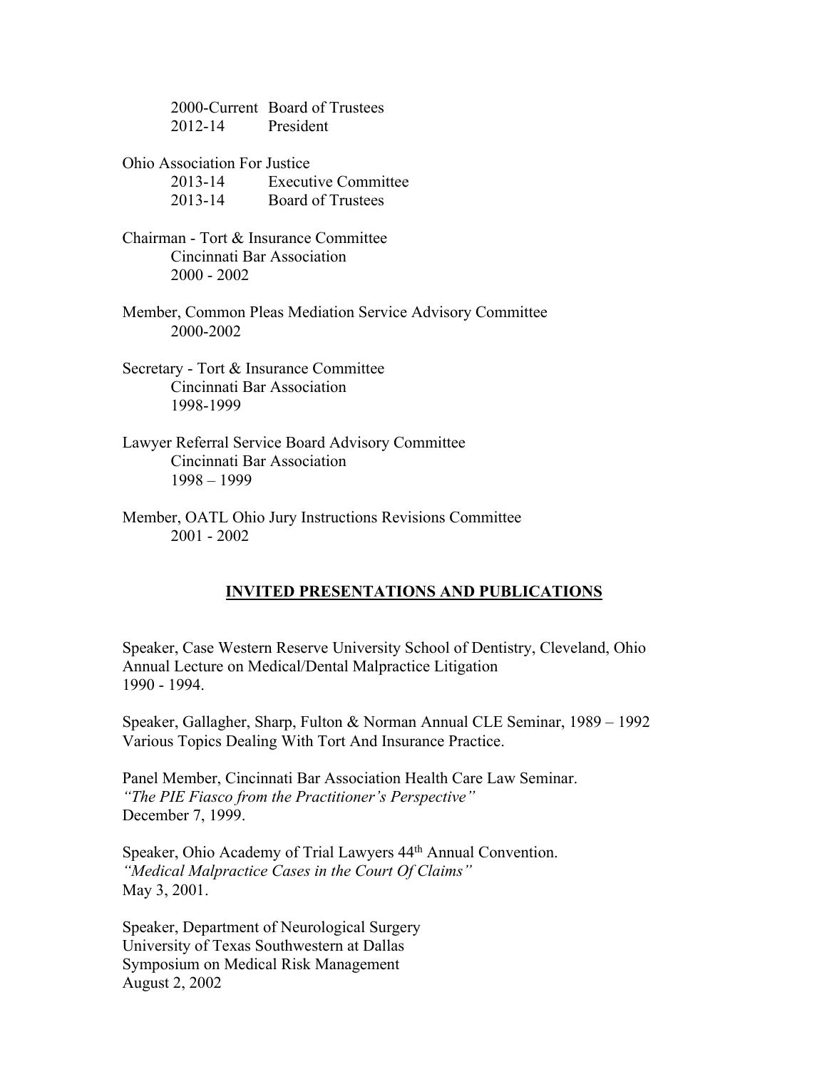2000-Current Board of Trustees
2012-14 President

Ohio Association For Justice
2013-14 Executive Committee
2013-14 Board of Trustees

Chairman - Tort & Insurance Committee
Cincinnati Bar Association
2000 - 2002

Member, Common Pleas Mediation Service Advisory Committee
2000-2002

Secretary - Tort & Insurance Committee
Cincinnati Bar Association
1998-1999

Lawyer Referral Service Board Advisory Committee
Cincinnati Bar Association
1998 – 1999

Member, OATL Ohio Jury Instructions Revisions Committee
2001 - 2002

## INVITED PRESENTATIONS AND PUBLICATIONS

Speaker, Case Western Reserve University School of Dentistry, Cleveland, Ohio
Annual Lecture on Medical/Dental Malpractice Litigation
1990 - 1994.

Speaker, Gallagher, Sharp, Fulton & Norman Annual CLE Seminar, 1989 – 1992
Various Topics Dealing With Tort And Insurance Practice.

Panel Member, Cincinnati Bar Association Health Care Law Seminar.
*"The PIE Fiasco from the Practitioner's Perspective"*
December 7, 1999.

Speaker, Ohio Academy of Trial Lawyers 44th Annual Convention.
*"Medical Malpractice Cases in the Court Of Claims"*
May 3, 2001.

Speaker, Department of Neurological Surgery
University of Texas Southwestern at Dallas
Symposium on Medical Risk Management
August 2, 2002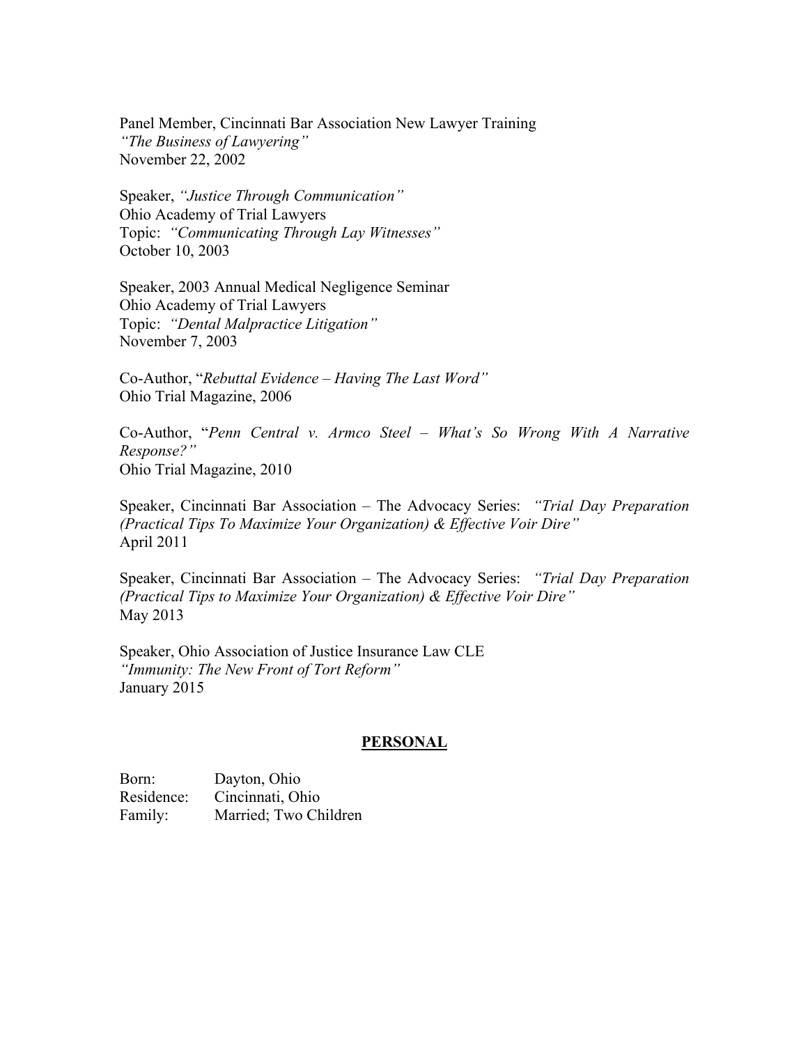Panel Member, Cincinnati Bar Association New Lawyer Training
*"The Business of Lawyering"*
November 22, 2002

Speaker, *"Justice Through Communication"*
Ohio Academy of Trial Lawyers
Topic: *"Communicating Through Lay Witnesses"*
October 10, 2003

Speaker, 2003 Annual Medical Negligence Seminar
Ohio Academy of Trial Lawyers
Topic: *"Dental Malpractice Litigation"*
November 7, 2003

Co-Author, "*Rebuttal Evidence – Having The Last Word"*
Ohio Trial Magazine, 2006

Co-Author, "*Penn Central v. Armco Steel – What's So Wrong With A Narrative Response?"*
Ohio Trial Magazine, 2010

Speaker, Cincinnati Bar Association – The Advocacy Series: *"Trial Day Preparation (Practical Tips To Maximize Your Organization) & Effective Voir Dire"*
April 2011

Speaker, Cincinnati Bar Association – The Advocacy Series: *"Trial Day Preparation (Practical Tips to Maximize Your Organization) & Effective Voir Dire"*
May 2013

Speaker, Ohio Association of Justice Insurance Law CLE
*"Immunity: The New Front of Tort Reform"*
January 2015

## PERSONAL

| | |
|---|---|
| Born: | Dayton, Ohio |
| Residence: | Cincinnati, Ohio |
| Family: | Married; Two Children |